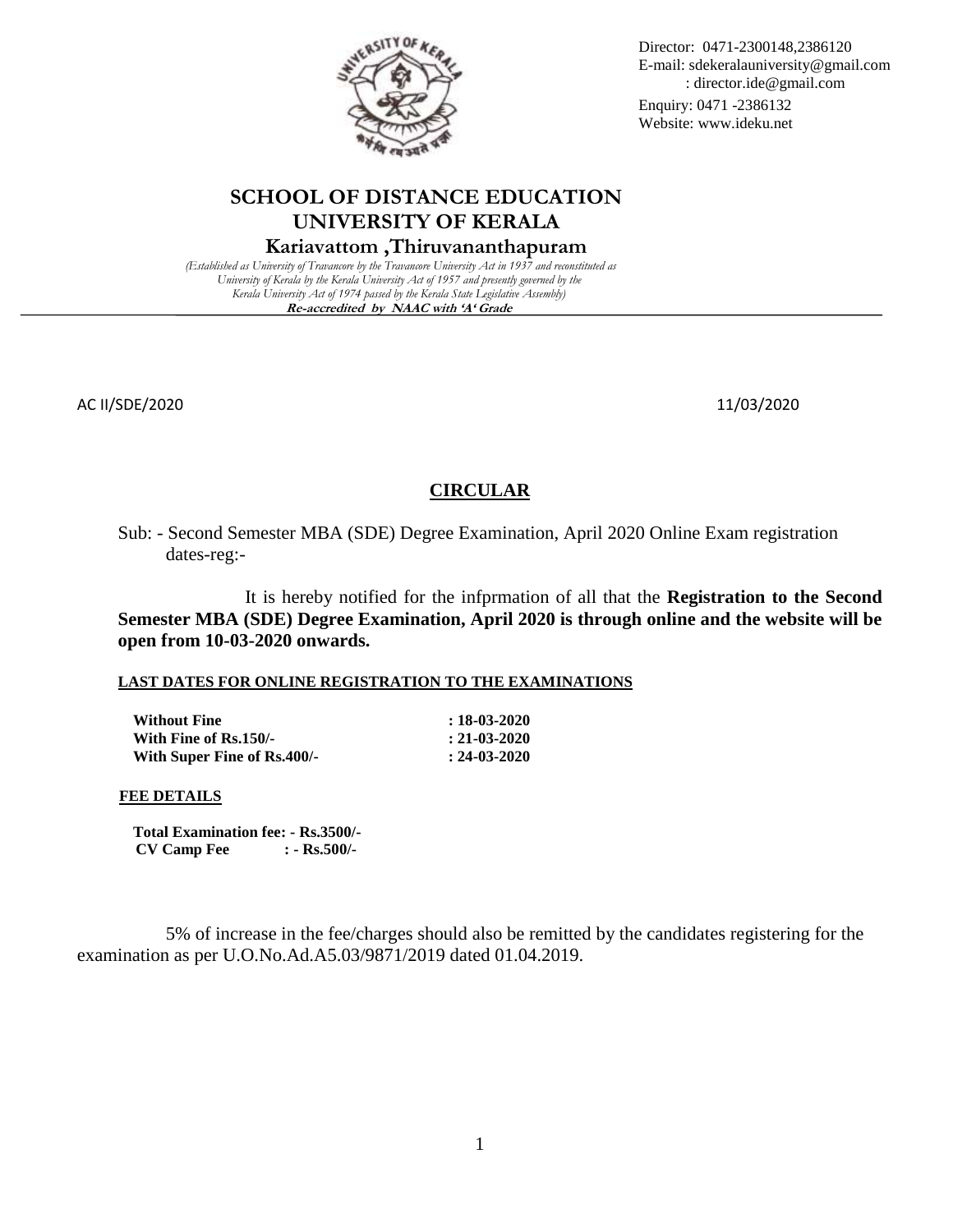Director: 0471-2300148,2386120
E-mail: sdekeralauniversity@gmail.com
: director.ide@gmail.com
Enquiry: 0471 -2386132
Website: www.ideku.net

# SCHOOL OF DISTANCE EDUCATION
# UNIVERSITY OF KERALA
## Kariavattom ,Thiruvananthapuram

*(Established as University of Travancore by the Travancore University Act in 1937 and reconstituted as University of Kerala by the Kerala University Act of 1957 and presently governed by the Kerala University Act of 1974 passed by the Kerala State Legislative Assembly)*

***Re-accredited by NAAC with 'A' Grade***

AC II/SDE/2020 11/03/2020

## CIRCULAR

Sub: - Second Semester MBA (SDE) Degree Examination, April 2020 Online Exam registration dates-reg:-

It is hereby notified for the infprmation of all that the **Registration to the Second Semester MBA (SDE) Degree Examination, April 2020 is through online and the website will be open from 10-03-2020 onwards.**

**LAST DATES FOR ONLINE REGISTRATION TO THE EXAMINATIONS**

| | |
|---|---|
| **Without Fine** | **: 18-03-2020** |
| **With Fine of Rs.150/-** | **: 21-03-2020** |
| **With Super Fine of Rs.400/-** | **: 24-03-2020** |

**FEE DETAILS**

**Total Examination fee: - Rs.3500/-**
**CV Camp Fee : - Rs.500/-**

5% of increase in the fee/charges should also be remitted by the candidates registering for the examination as per U.O.No.Ad.A5.03/9871/2019 dated 01.04.2019.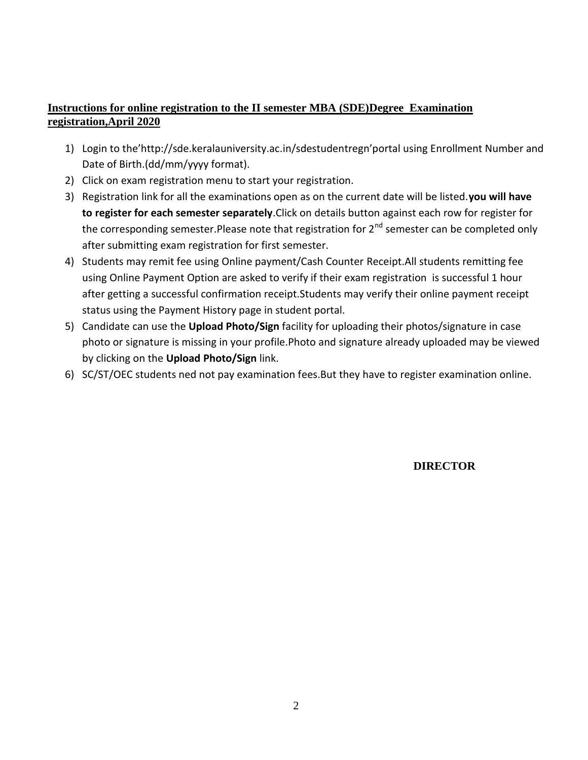**Instructions for online registration to the II semester MBA (SDE)Degree Examination registration,April 2020**

1) Login to the'http://sde.keralauniversity.ac.in/sdestudentregn'portal using Enrollment Number and Date of Birth.(dd/mm/yyyy format).
2) Click on exam registration menu to start your registration.
3) Registration link for all the examinations open as on the current date will be listed.**you will have to register for each semester separately**.Click on details button against each row for register for the corresponding semester.Please note that registration for 2nd semester can be completed only after submitting exam registration for first semester.
4) Students may remit fee using Online payment/Cash Counter Receipt.All students remitting fee using Online Payment Option are asked to verify if their exam registration is successful 1 hour after getting a successful confirmation receipt.Students may verify their online payment receipt status using the Payment History page in student portal.
5) Candidate can use the **Upload Photo/Sign** facility for uploading their photos/signature in case photo or signature is missing in your profile.Photo and signature already uploaded may be viewed by clicking on the **Upload Photo/Sign** link.
6) SC/ST/OEC students ned not pay examination fees.But they have to register examination online.

**DIRECTOR**